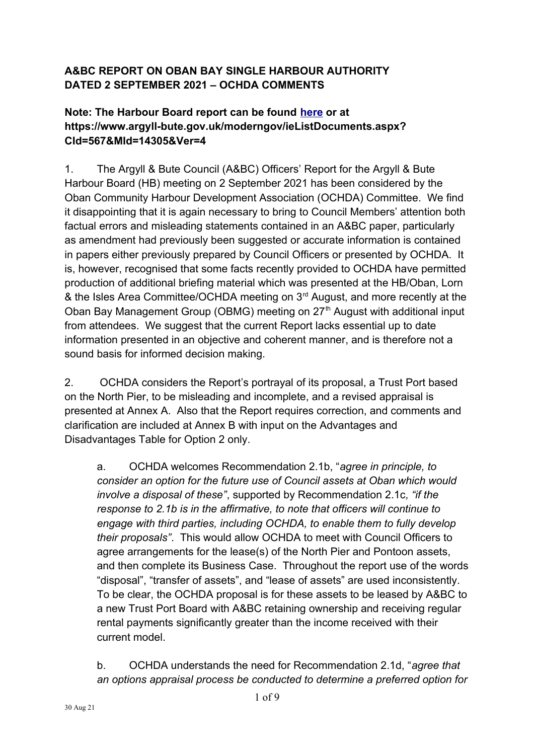**A&BC REPORT ON OBAN BAY SINGLE HARBOUR AUTHORITY DATED 2 SEPTEMBER 2021 – OCHDA COMMENTS**

**Note: The Harbour Board report can be found here or at https://www.argyll-bute.gov.uk/moderngov/ieListDocuments.aspx?CId=567&MId=14305&Ver=4**

1. The Argyll & Bute Council (A&BC) Officers' Report for the Argyll & Bute Harbour Board (HB) meeting on 2 September 2021 has been considered by the Oban Community Harbour Development Association (OCHDA) Committee. We find it disappointing that it is again necessary to bring to Council Members' attention both factual errors and misleading statements contained in an A&BC paper, particularly as amendment had previously been suggested or accurate information is contained in papers either previously prepared by Council Officers or presented by OCHDA. It is, however, recognised that some facts recently provided to OCHDA have permitted production of additional briefing material which was presented at the HB/Oban, Lorn & the Isles Area Committee/OCHDA meeting on 3rd August, and more recently at the Oban Bay Management Group (OBMG) meeting on 27th August with additional input from attendees. We suggest that the current Report lacks essential up to date information presented in an objective and coherent manner, and is therefore not a sound basis for informed decision making.

2. OCHDA considers the Report's portrayal of its proposal, a Trust Port based on the North Pier, to be misleading and incomplete, and a revised appraisal is presented at Annex A. Also that the Report requires correction, and comments and clarification are included at Annex B with input on the Advantages and Disadvantages Table for Option 2 only.

  a. OCHDA welcomes Recommendation 2.1b, "*agree in principle, to consider an option for the future use of Council assets at Oban which would involve a disposal of these"*, supported by Recommendation 2.1c*, "if the response to 2.1b is in the affirmative, to note that officers will continue to engage with third parties, including OCHDA, to enable them to fully develop their proposals"*. This would allow OCHDA to meet with Council Officers to agree arrangements for the lease(s) of the North Pier and Pontoon assets, and then complete its Business Case. Throughout the report use of the words "disposal", "transfer of assets", and "lease of assets" are used inconsistently. To be clear, the OCHDA proposal is for these assets to be leased by A&BC to a new Trust Port Board with A&BC retaining ownership and receiving regular rental payments significantly greater than the income received with their current model.

  b. OCHDA understands the need for Recommendation 2.1d, "*agree that an options appraisal process be conducted to determine a preferred option for*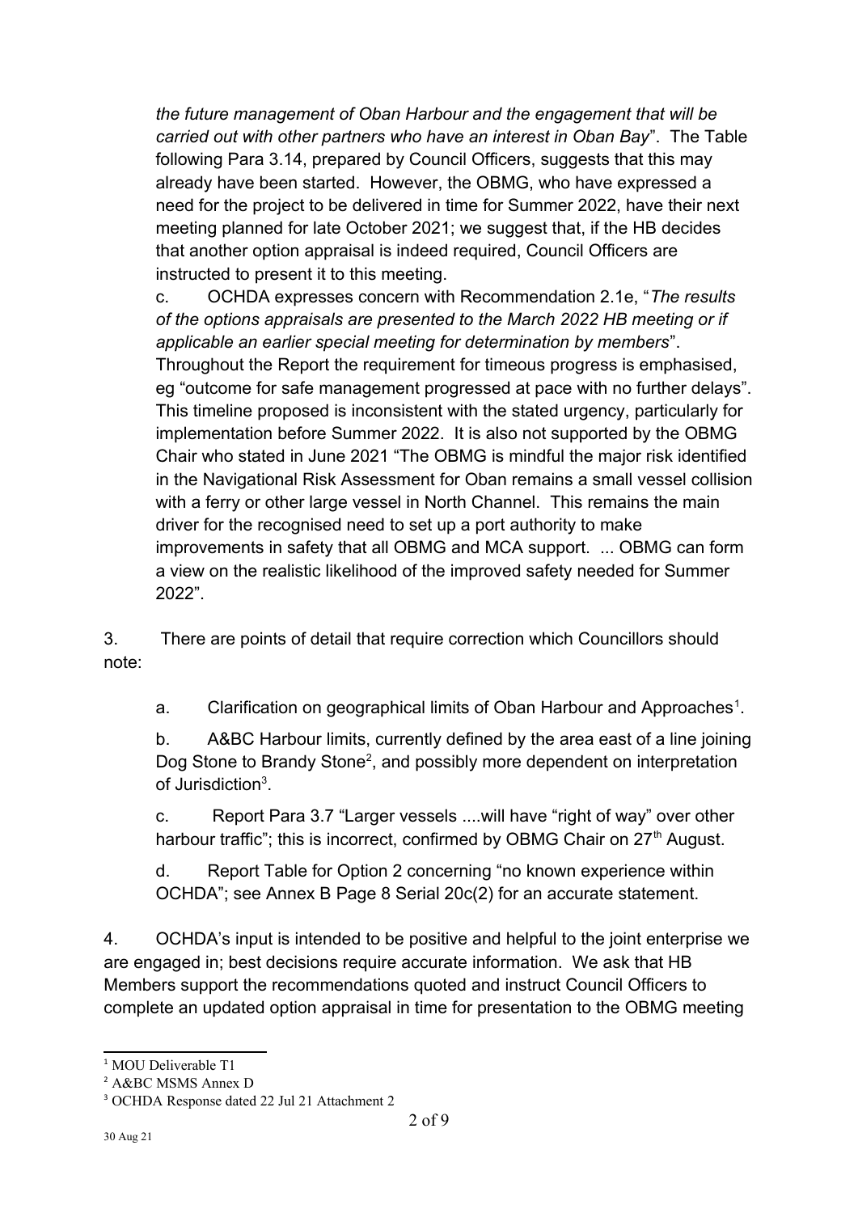*the future management of Oban Harbour and the engagement that will be carried out with other partners who have an interest in Oban Bay*". The Table following Para 3.14, prepared by Council Officers, suggests that this may already have been started. However, the OBMG, who have expressed a need for the project to be delivered in time for Summer 2022, have their next meeting planned for late October 2021; we suggest that, if the HB decides that another option appraisal is indeed required, Council Officers are instructed to present it to this meeting.

c. OCHDA expresses concern with Recommendation 2.1e, "*The results of the options appraisals are presented to the March 2022 HB meeting or if applicable an earlier special meeting for determination by members*". Throughout the Report the requirement for timeous progress is emphasised, eg "outcome for safe management progressed at pace with no further delays". This timeline proposed is inconsistent with the stated urgency, particularly for implementation before Summer 2022. It is also not supported by the OBMG Chair who stated in June 2021 "The OBMG is mindful the major risk identified in the Navigational Risk Assessment for Oban remains a small vessel collision with a ferry or other large vessel in North Channel. This remains the main driver for the recognised need to set up a port authority to make improvements in safety that all OBMG and MCA support. ... OBMG can form a view on the realistic likelihood of the improved safety needed for Summer 2022".

3. There are points of detail that require correction which Councillors should note:

a. Clarification on geographical limits of Oban Harbour and Approaches[1].

b. A&BC Harbour limits, currently defined by the area east of a line joining Dog Stone to Brandy Stone[2], and possibly more dependent on interpretation of Jurisdiction[3].

c. Report Para 3.7 "Larger vessels ....will have "right of way" over other harbour traffic"; this is incorrect, confirmed by OBMG Chair on 27th August.

d. Report Table for Option 2 concerning "no known experience within OCHDA"; see Annex B Page 8 Serial 20c(2) for an accurate statement.

4. OCHDA's input is intended to be positive and helpful to the joint enterprise we are engaged in; best decisions require accurate information. We ask that HB Members support the recommendations quoted and instruct Council Officers to complete an updated option appraisal in time for presentation to the OBMG meeting

[1] MOU Deliverable T1

[2] A&BC MSMS Annex D

[3] OCHDA Response dated 22 Jul 21 Attachment 2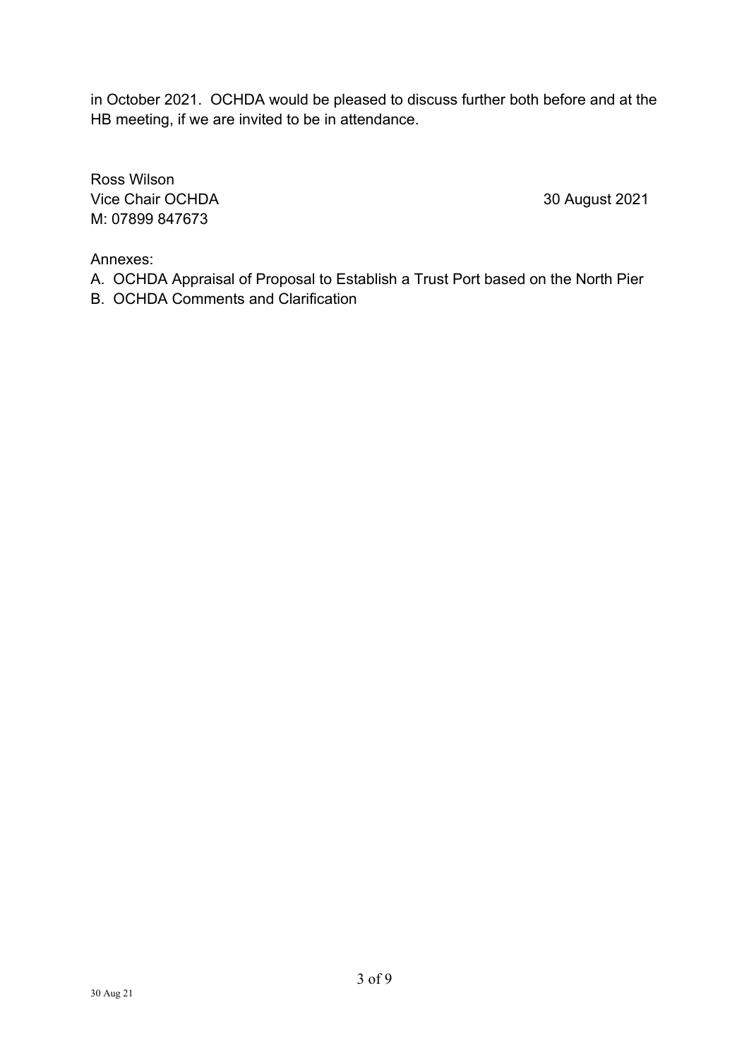in October 2021. OCHDA would be pleased to discuss further both before and at the HB meeting, if we are invited to be in attendance.

Ross Wilson
Vice Chair OCHDA 30 August 2021
M: 07899 847673

Annexes:

A. OCHDA Appraisal of Proposal to Establish a Trust Port based on the North Pier
B. OCHDA Comments and Clarification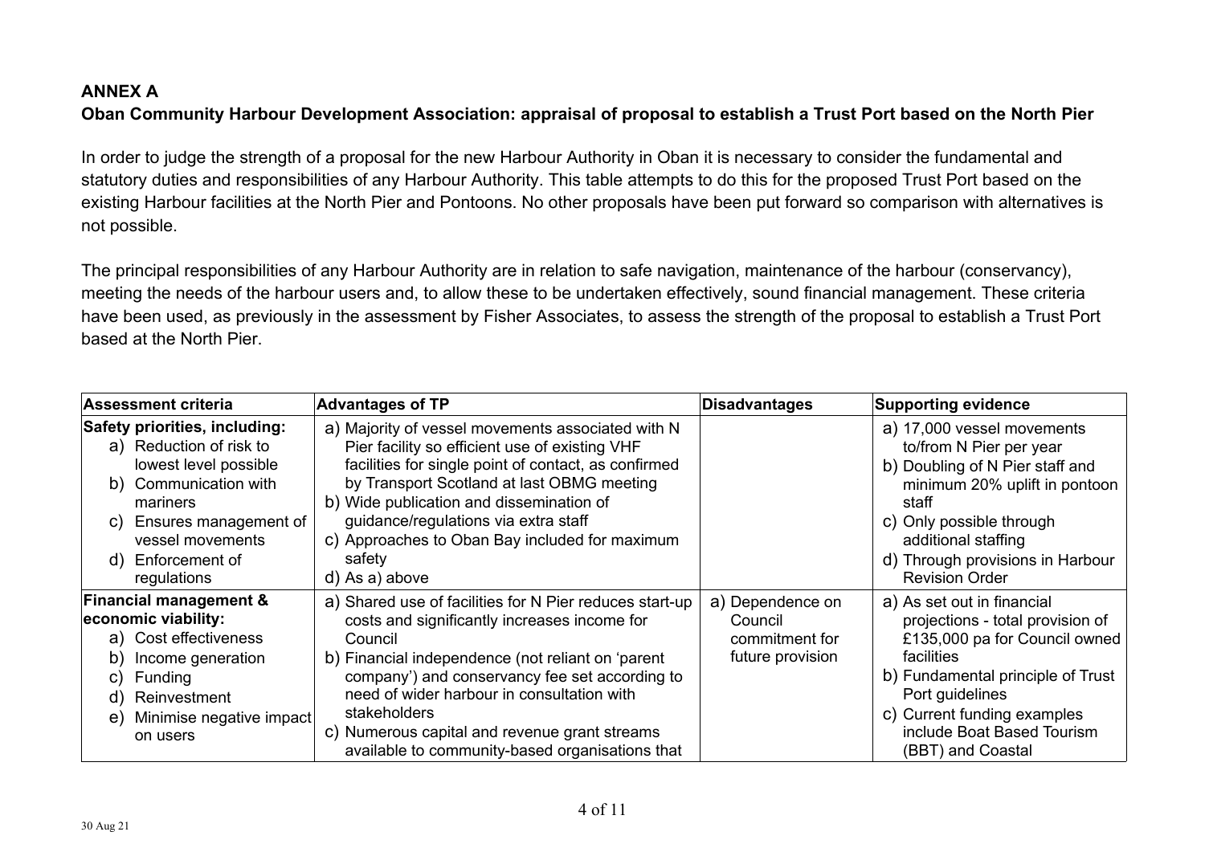## ANNEX A

**Oban Community Harbour Development Association: appraisal of proposal to establish a Trust Port based on the North Pier**

In order to judge the strength of a proposal for the new Harbour Authority in Oban it is necessary to consider the fundamental and statutory duties and responsibilities of any Harbour Authority. This table attempts to do this for the proposed Trust Port based on the existing Harbour facilities at the North Pier and Pontoons. No other proposals have been put forward so comparison with alternatives is not possible.

The principal responsibilities of any Harbour Authority are in relation to safe navigation, maintenance of the harbour (conservancy), meeting the needs of the harbour users and, to allow these to be undertaken effectively, sound financial management. These criteria have been used, as previously in the assessment by Fisher Associates, to assess the strength of the proposal to establish a Trust Port based at the North Pier.

| Assessment criteria | Advantages of TP | Disadvantages | Supporting evidence |
|---|---|---|---|
| **Safety priorities, including:**<br>a) Reduction of risk to lowest level possible<br>b) Communication with mariners<br>c) Ensures management of vessel movements<br>d) Enforcement of regulations | a) Majority of vessel movements associated with N Pier facility so efficient use of existing VHF facilities for single point of contact, as confirmed by Transport Scotland at last OBMG meeting<br>b) Wide publication and dissemination of guidance/regulations via extra staff<br>c) Approaches to Oban Bay included for maximum safety<br>d) As a) above | | a) 17,000 vessel movements to/from N Pier per year<br>b) Doubling of N Pier staff and minimum 20% uplift in pontoon staff<br>c) Only possible through additional staffing<br>d) Through provisions in Harbour Revision Order |
| **Financial management & economic viability:**<br>a) Cost effectiveness<br>b) Income generation<br>c) Funding<br>d) Reinvestment<br>e) Minimise negative impact on users | a) Shared use of facilities for N Pier reduces start-up costs and significantly increases income for Council<br>b) Financial independence (not reliant on 'parent company') and conservancy fee set according to need of wider harbour in consultation with stakeholders<br>c) Numerous capital and revenue grant streams available to community-based organisations that | a) Dependence on Council commitment for future provision | a) As set out in financial projections - total provision of £135,000 pa for Council owned facilities<br>b) Fundamental principle of Trust Port guidelines<br>c) Current funding examples include Boat Based Tourism (BBT) and Coastal |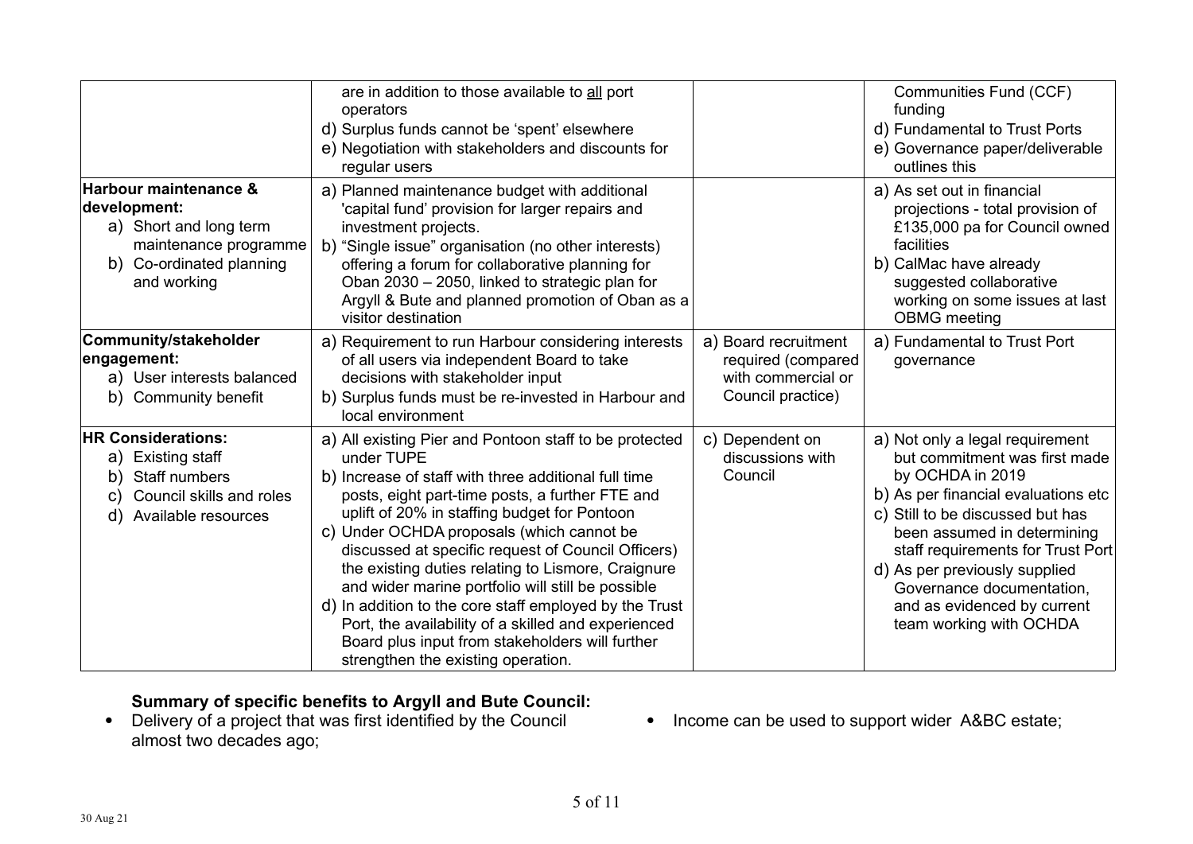| | | | |
|---|---|---|---|
| | are in addition to those available to all port operators<br>d) Surplus funds cannot be 'spent' elsewhere<br>e) Negotiation with stakeholders and discounts for regular users | | Communities Fund (CCF) funding<br>d) Fundamental to Trust Ports<br>e) Governance paper/deliverable outlines this |
| **Harbour maintenance & development:**<br>a) Short and long term maintenance programme<br>b) Co-ordinated planning and working | a) Planned maintenance budget with additional 'capital fund' provision for larger repairs and investment projects.<br>b) "Single issue" organisation (no other interests) offering a forum for collaborative planning for Oban 2030 – 2050, linked to strategic plan for Argyll & Bute and planned promotion of Oban as a visitor destination | | a) As set out in financial projections - total provision of £135,000 pa for Council owned facilities<br>b) CalMac have already suggested collaborative working on some issues at last OBMG meeting |
| **Community/stakeholder engagement:**<br>a) User interests balanced<br>b) Community benefit | a) Requirement to run Harbour considering interests of all users via independent Board to take decisions with stakeholder input<br>b) Surplus funds must be re-invested in Harbour and local environment | a) Board recruitment required (compared with commercial or Council practice) | a) Fundamental to Trust Port governance |
| **HR Considerations:**<br>a) Existing staff<br>b) Staff numbers<br>c) Council skills and roles<br>d) Available resources | a) All existing Pier and Pontoon staff to be protected under TUPE<br>b) Increase of staff with three additional full time posts, eight part-time posts, a further FTE and uplift of 20% in staffing budget for Pontoon<br>c) Under OCHDA proposals (which cannot be discussed at specific request of Council Officers) the existing duties relating to Lismore, Craignure and wider marine portfolio will still be possible<br>d) In addition to the core staff employed by the Trust Port, the availability of a skilled and experienced Board plus input from stakeholders will further strengthen the existing operation. | c) Dependent on discussions with Council | a) Not only a legal requirement but commitment was first made by OCHDA in 2019<br>b) As per financial evaluations etc<br>c) Still to be discussed but has been assumed in determining staff requirements for Trust Port<br>d) As per previously supplied Governance documentation, and as evidenced by current team working with OCHDA |

**Summary of specific benefits to Argyll and Bute Council:**

- Delivery of a project that was first identified by the Council almost two decades ago;
- Income can be used to support wider A&BC estate;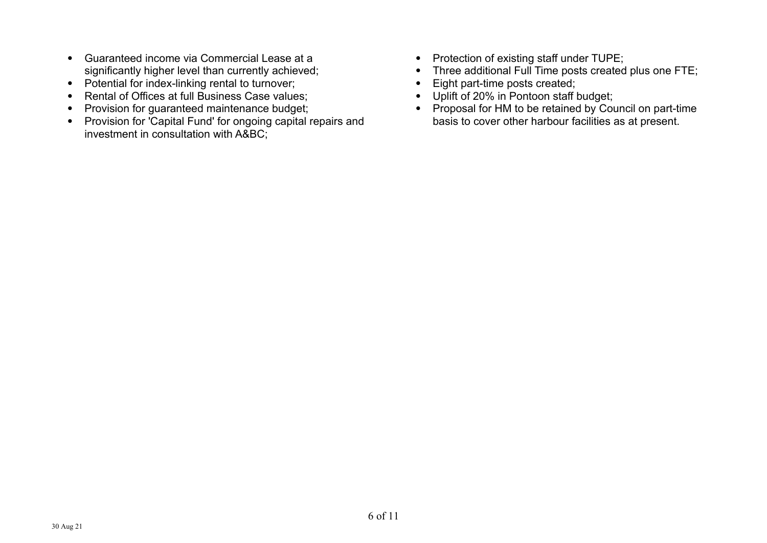- Guaranteed income via Commercial Lease at a significantly higher level than currently achieved;
- Potential for index-linking rental to turnover;
- Rental of Offices at full Business Case values;
- Provision for guaranteed maintenance budget;
- Provision for 'Capital Fund' for ongoing capital repairs and investment in consultation with A&BC;

- Protection of existing staff under TUPE;
- Three additional Full Time posts created plus one FTE;
- Eight part-time posts created;
- Uplift of 20% in Pontoon staff budget;
- Proposal for HM to be retained by Council on part-time basis to cover other harbour facilities as at present.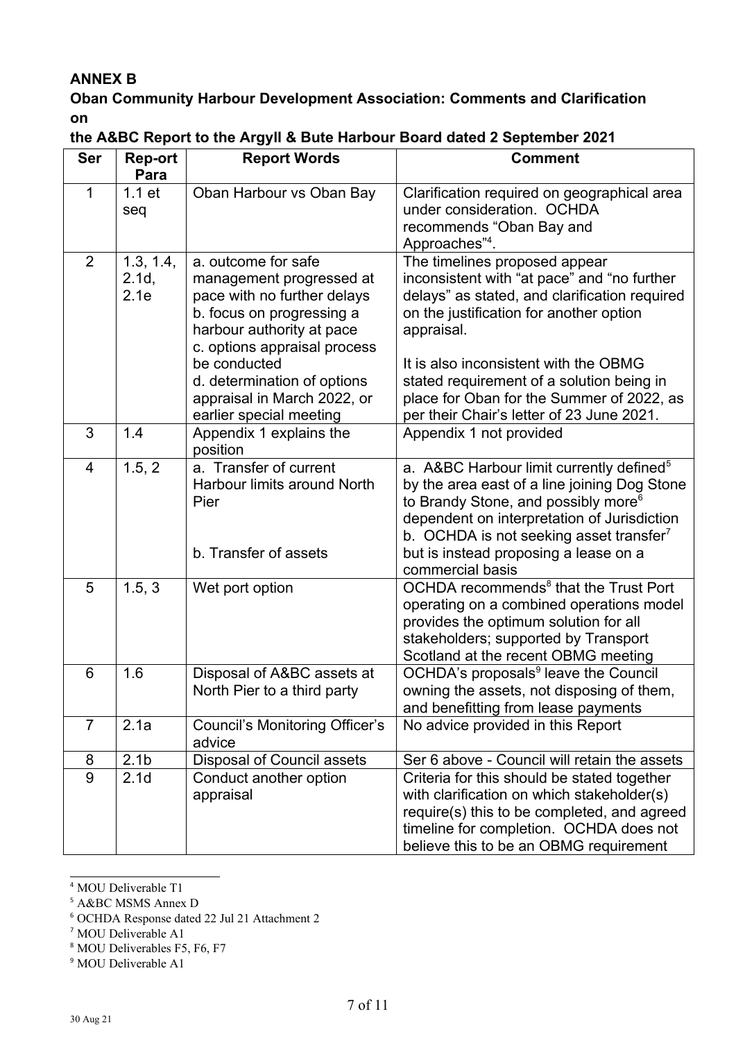**ANNEX B**

**Oban Community Harbour Development Association: Comments and Clarification on**

**the A&BC Report to the Argyll & Bute Harbour Board dated 2 September 2021**

| Ser | Rep-ort Para | Report Words | Comment |
|---|---|---|---|
| 1 | 1.1 et seq | Oban Harbour vs Oban Bay | Clarification required on geographical area under consideration. OCHDA recommends "Oban Bay and Approaches"[4]. |
| 2 | 1.3, 1.4, 2.1d, 2.1e | a. outcome for safe management progressed at pace with no further delays<br>b. focus on progressing a harbour authority at pace<br>c. options appraisal process be conducted<br>d. determination of options appraisal in March 2022, or earlier special meeting | The timelines proposed appear inconsistent with "at pace" and "no further delays" as stated, and clarification required on the justification for another option appraisal.<br><br>It is also inconsistent with the OBMG stated requirement of a solution being in place for Oban for the Summer of 2022, as per their Chair's letter of 23 June 2021. |
| 3 | 1.4 | Appendix 1 explains the position | Appendix 1 not provided |
| 4 | 1.5, 2 | a. Transfer of current Harbour limits around North Pier<br><br><br>b. Transfer of assets | a. A&BC Harbour limit currently defined[5] by the area east of a line joining Dog Stone to Brandy Stone, and possibly more[6] dependent on interpretation of Jurisdiction<br>b. OCHDA is not seeking asset transfer[7] but is instead proposing a lease on a commercial basis |
| 5 | 1.5, 3 | Wet port option | OCHDA recommends[8] that the Trust Port operating on a combined operations model provides the optimum solution for all stakeholders; supported by Transport Scotland at the recent OBMG meeting |
| 6 | 1.6 | Disposal of A&BC assets at North Pier to a third party | OCHDA's proposals[9] leave the Council owning the assets, not disposing of them, and benefitting from lease payments |
| 7 | 2.1a | Council's Monitoring Officer's advice | No advice provided in this Report |
| 8 | 2.1b | Disposal of Council assets | Ser 6 above - Council will retain the assets |
| 9 | 2.1d | Conduct another option appraisal | Criteria for this should be stated together with clarification on which stakeholder(s) require(s) this to be completed, and agreed timeline for completion. OCHDA does not believe this to be an OBMG requirement |

[4] MOU Deliverable T1

[5] A&BC MSMS Annex D

[6] OCHDA Response dated 22 Jul 21 Attachment 2

[7] MOU Deliverable A1

[8] MOU Deliverables F5, F6, F7

[9] MOU Deliverable A1

30 Aug 21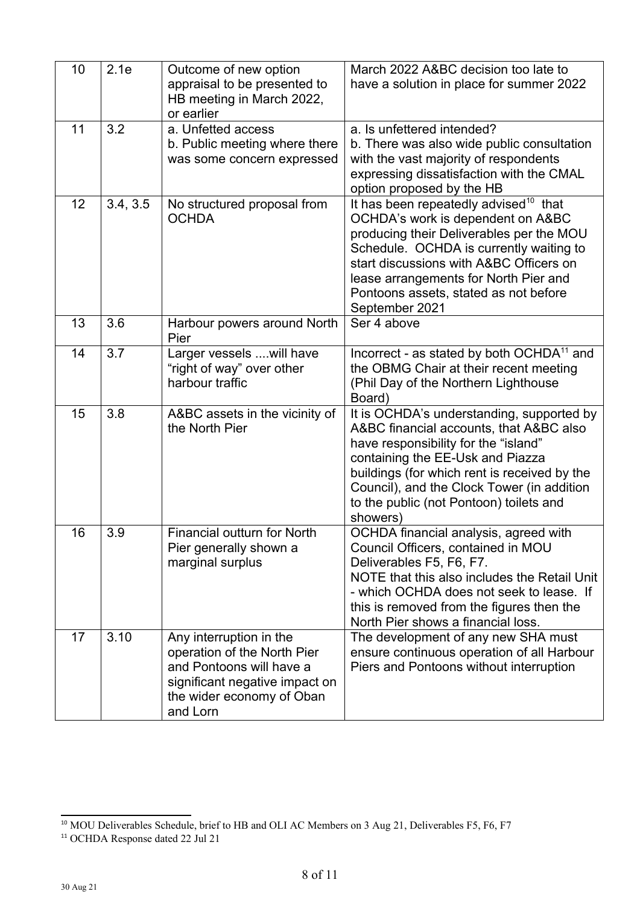| 10 | 2.1e | Outcome of new option appraisal to be presented to HB meeting in March 2022, or earlier | March 2022 A&BC decision too late to have a solution in place for summer 2022 |
|---|---|---|---|
| 11 | 3.2 | a. Unfetted access<br>b. Public meeting where there was some concern expressed | a. Is unfettered intended?<br>b. There was also wide public consultation with the vast majority of respondents expressing dissatisfaction with the CMAL option proposed by the HB |
| 12 | 3.4, 3.5 | No structured proposal from OCHDA | It has been repeatedly advised[10] that OCHDA's work is dependent on A&BC producing their Deliverables per the MOU Schedule. OCHDA is currently waiting to start discussions with A&BC Officers on lease arrangements for North Pier and Pontoons assets, stated as not before September 2021 |
| 13 | 3.6 | Harbour powers around North Pier | Ser 4 above |
| 14 | 3.7 | Larger vessels ....will have "right of way" over other harbour traffic | Incorrect - as stated by both OCHDA[11] and the OBMG Chair at their recent meeting (Phil Day of the Northern Lighthouse Board) |
| 15 | 3.8 | A&BC assets in the vicinity of the North Pier | It is OCHDA's understanding, supported by A&BC financial accounts, that A&BC also have responsibility for the "island" containing the EE-Usk and Piazza buildings (for which rent is received by the Council), and the Clock Tower (in addition to the public (not Pontoon) toilets and showers) |
| 16 | 3.9 | Financial outturn for North Pier generally shown a marginal surplus | OCHDA financial analysis, agreed with Council Officers, contained in MOU Deliverables F5, F6, F7.<br>NOTE that this also includes the Retail Unit - which OCHDA does not seek to lease. If this is removed from the figures then the North Pier shows a financial loss. |
| 17 | 3.10 | Any interruption in the operation of the North Pier and Pontoons will have a significant negative impact on the wider economy of Oban and Lorn | The development of any new SHA must ensure continuous operation of all Harbour Piers and Pontoons without interruption |

[10] MOU Deliverables Schedule, brief to HB and OLI AC Members on 3 Aug 21, Deliverables F5, F6, F7

[11] OCHDA Response dated 22 Jul 21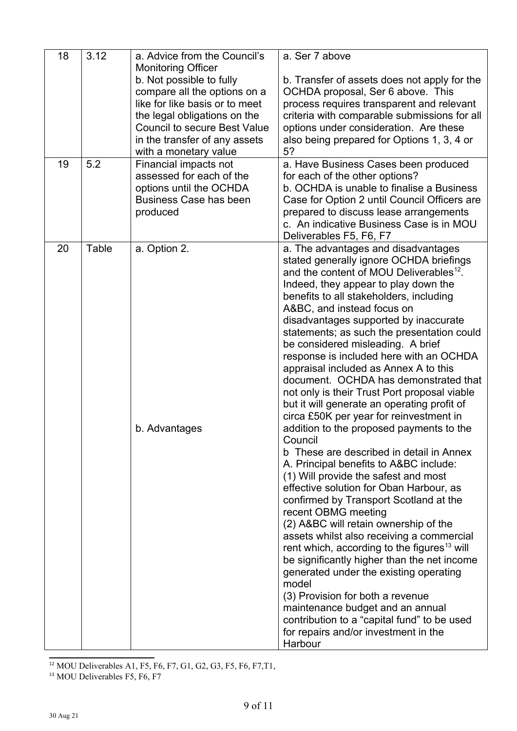| 18 | 3.12 | a. Advice from the Council's Monitoring Officer<br>b. Not possible to fully compare all the options on a like for like basis or to meet the legal obligations on the Council to secure Best Value in the transfer of any assets with a monetary value | a. Ser 7 above<br><br>b. Transfer of assets does not apply for the OCHDA proposal, Ser 6 above. This process requires transparent and relevant criteria with comparable submissions for all options under consideration. Are these also being prepared for Options 1, 3, 4 or 5? |
|---|---|---|---|
| 19 | 5.2 | Financial impacts not assessed for each of the options until the OCHDA Business Case has been produced | a. Have Business Cases been produced for each of the other options?<br>b. OCHDA is unable to finalise a Business Case for Option 2 until Council Officers are prepared to discuss lease arrangements<br>c. An indicative Business Case is in MOU Deliverables F5, F6, F7 |
| 20 | Table | a. Option 2.<br><br><br><br><br><br><br><br><br><br><br><br><br><br><br>b. Advantages | a. The advantages and disadvantages stated generally ignore OCHDA briefings and the content of MOU Deliverables[12]. Indeed, they appear to play down the benefits to all stakeholders, including A&BC, and instead focus on disadvantages supported by inaccurate statements; as such the presentation could be considered misleading. A brief response is included here with an OCHDA appraisal included as Annex A to this document. OCHDA has demonstrated that not only is their Trust Port proposal viable but it will generate an operating profit of circa £50K per year for reinvestment in addition to the proposed payments to the Council<br>b These are described in detail in Annex A. Principal benefits to A&BC include:<br>(1) Will provide the safest and most effective solution for Oban Harbour, as confirmed by Transport Scotland at the recent OBMG meeting<br>(2) A&BC will retain ownership of the assets whilst also receiving a commercial rent which, according to the figures[13] will be significantly higher than the net income generated under the existing operating model<br>(3) Provision for both a revenue maintenance budget and an annual contribution to a "capital fund" to be used for repairs and/or investment in the Harbour |

[12] MOU Deliverables A1, F5, F6, F7, G1, G2, G3, F5, F6, F7,T1,

[13] MOU Deliverables F5, F6, F7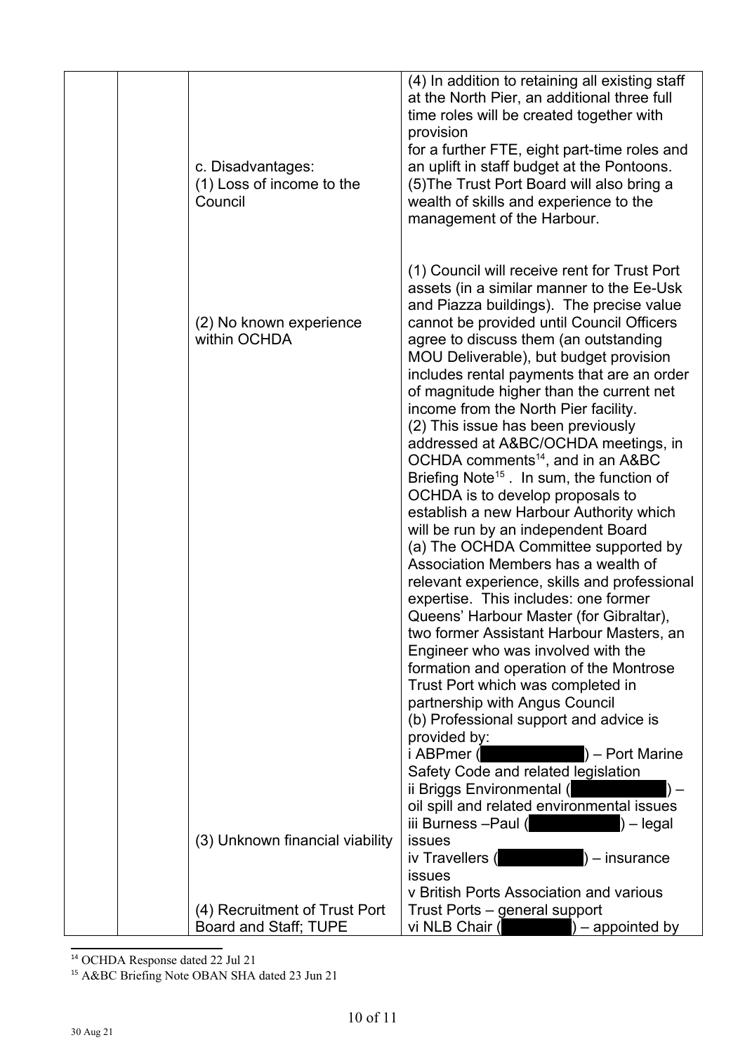|  |  |  | (4) In addition to retaining all existing staff at the North Pier, an additional three full time roles will be created together with provision for a further FTE, eight part-time roles and an uplift in staff budget at the Pontoons. (5)The Trust Port Board will also bring a wealth of skills and experience to the management of the Harbour. |
|---|---|---|---|
|  |  | c. Disadvantages: (1) Loss of income to the Council | (1) Council will receive rent for Trust Port assets (in a similar manner to the Ee-Usk and Piazza buildings). The precise value cannot be provided until Council Officers agree to discuss them (an outstanding MOU Deliverable), but budget provision includes rental payments that are an order of magnitude higher than the current net income from the North Pier facility. |
|  |  | (2) No known experience within OCHDA | (2) This issue has been previously addressed at A&BC/OCHDA meetings, in OCHDA comments[14], and in an A&BC Briefing Note[15]. In sum, the function of OCHDA is to develop proposals to establish a new Harbour Authority which will be run by an independent Board<br>(a) The OCHDA Committee supported by Association Members has a wealth of relevant experience, skills and professional expertise. This includes: one former Queens' Harbour Master (for Gibraltar), two former Assistant Harbour Masters, an Engineer who was involved with the formation and operation of the Montrose Trust Port which was completed in partnership with Angus Council<br>(b) Professional support and advice is provided by:<br>i ABPmer (█████) – Port Marine Safety Code and related legislation<br>ii Briggs Environmental (█████) – oil spill and related environmental issues<br>iii Burness –Paul (█████) – legal issues<br>iv Travellers (█████) – insurance issues<br>v British Ports Association and various Trust Ports – general support<br>vi NLB Chair (█████) – appointed by |
|  |  | (3) Unknown financial viability |  |
|  |  | (4) Recruitment of Trust Port Board and Staff; TUPE |  |

[14] OCHDA Response dated 22 Jul 21

[15] A&BC Briefing Note OBAN SHA dated 23 Jun 21

30 Aug 21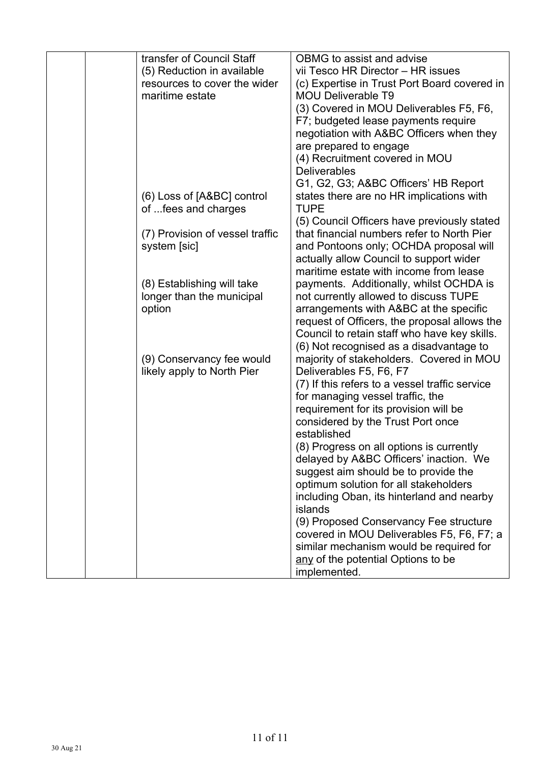| | | | |
|---|---|---|---|
| | | transfer of Council Staff<br>(5) Reduction in available resources to cover the wider maritime estate<br><br><br><br><br><br><br>(6) Loss of [A&BC] control of ...fees and charges<br><br>(7) Provision of vessel traffic system [sic]<br><br><br>(8) Establishing will take longer than the municipal option<br><br><br><br>(9) Conservancy fee would likely apply to North Pier | OBMG to assist and advise<br>vii Tesco HR Director – HR issues<br>(c) Expertise in Trust Port Board covered in MOU Deliverable T9<br>(3) Covered in MOU Deliverables F5, F6, F7; budgeted lease payments require negotiation with A&BC Officers when they are prepared to engage<br>(4) Recruitment covered in MOU Deliverables<br>G1, G2, G3; A&BC Officers' HB Report states there are no HR implications with TUPE<br>(5) Council Officers have previously stated that financial numbers refer to North Pier and Pontoons only; OCHDA proposal will actually allow Council to support wider maritime estate with income from lease payments. Additionally, whilst OCHDA is not currently allowed to discuss TUPE arrangements with A&BC at the specific request of Officers, the proposal allows the Council to retain staff who have key skills.<br>(6) Not recognised as a disadvantage to majority of stakeholders. Covered in MOU Deliverables F5, F6, F7<br>(7) If this refers to a vessel traffic service for managing vessel traffic, the requirement for its provision will be considered by the Trust Port once established<br>(8) Progress on all options is currently delayed by A&BC Officers' inaction. We suggest aim should be to provide the optimum solution for all stakeholders including Oban, its hinterland and nearby islands<br>(9) Proposed Conservancy Fee structure covered in MOU Deliverables F5, F6, F7; a similar mechanism would be required for <u>any</u> of the potential Options to be implemented. |